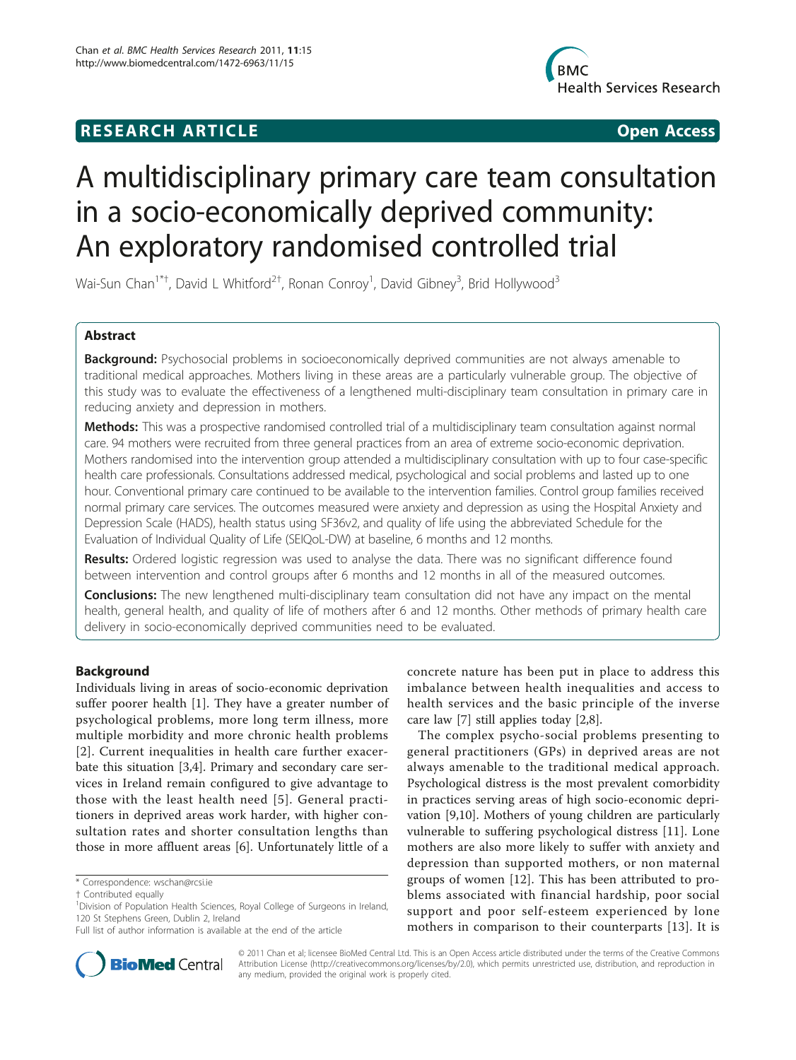**RESEARCH ARTICLE** **Open Access**

# A multidisciplinary primary care team consultation in a socio-economically deprived community: An exploratory randomised controlled trial

Wai-Sun Chan[1*†], David L Whitford[2†], Ronan Conroy[1], David Gibney[3], Brid Hollywood[3]

## Abstract

**Background:** Psychosocial problems in socioeconomically deprived communities are not always amenable to traditional medical approaches. Mothers living in these areas are a particularly vulnerable group. The objective of this study was to evaluate the effectiveness of a lengthened multi-disciplinary team consultation in primary care in reducing anxiety and depression in mothers.

**Methods:** This was a prospective randomised controlled trial of a multidisciplinary team consultation against normal care. 94 mothers were recruited from three general practices from an area of extreme socio-economic deprivation. Mothers randomised into the intervention group attended a multidisciplinary consultation with up to four case-specific health care professionals. Consultations addressed medical, psychological and social problems and lasted up to one hour. Conventional primary care continued to be available to the intervention families. Control group families received normal primary care services. The outcomes measured were anxiety and depression as using the Hospital Anxiety and Depression Scale (HADS), health status using SF36v2, and quality of life using the abbreviated Schedule for the Evaluation of Individual Quality of Life (SEIQoL-DW) at baseline, 6 months and 12 months.

**Results:** Ordered logistic regression was used to analyse the data. There was no significant difference found between intervention and control groups after 6 months and 12 months in all of the measured outcomes.

**Conclusions:** The new lengthened multi-disciplinary team consultation did not have any impact on the mental health, general health, and quality of life of mothers after 6 and 12 months. Other methods of primary health care delivery in socio-economically deprived communities need to be evaluated.

## Background

Individuals living in areas of socio-economic deprivation suffer poorer health [1]. They have a greater number of psychological problems, more long term illness, more multiple morbidity and more chronic health problems [2]. Current inequalities in health care further exacerbate this situation [3,4]. Primary and secondary care services in Ireland remain configured to give advantage to those with the least health need [5]. General practitioners in deprived areas work harder, with higher consultation rates and shorter consultation lengths than those in more affluent areas [6]. Unfortunately little of a concrete nature has been put in place to address this imbalance between health inequalities and access to health services and the basic principle of the inverse care law [7] still applies today [2,8].

The complex psycho-social problems presenting to general practitioners (GPs) in deprived areas are not always amenable to the traditional medical approach. Psychological distress is the most prevalent comorbidity in practices serving areas of high socio-economic deprivation [9,10]. Mothers of young children are particularly vulnerable to suffering psychological distress [11]. Lone mothers are also more likely to suffer with anxiety and depression than supported mothers, or non maternal groups of women [12]. This has been attributed to problems associated with financial hardship, poor social support and poor self-esteem experienced by lone mothers in comparison to their counterparts [13]. It is

\* Correspondence: wschan@rcsi.ie
† Contributed equally
[1]Division of Population Health Sciences, Royal College of Surgeons in Ireland, 120 St Stephens Green, Dublin 2, Ireland
Full list of author information is available at the end of the article

© 2011 Chan et al; licensee BioMed Central Ltd. This is an Open Access article distributed under the terms of the Creative Commons Attribution License (http://creativecommons.org/licenses/by/2.0), which permits unrestricted use, distribution, and reproduction in any medium, provided the original work is properly cited.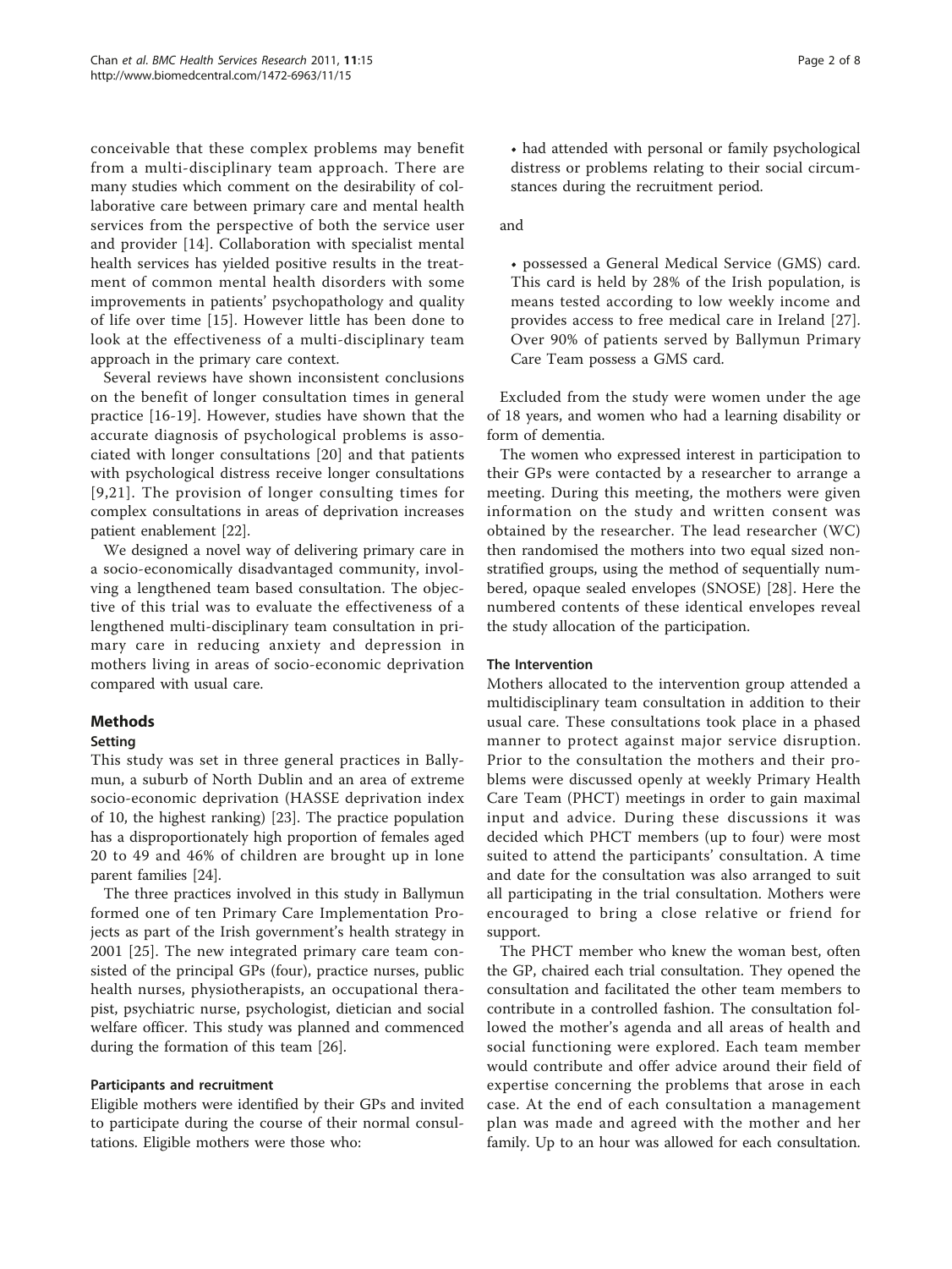conceivable that these complex problems may benefit from a multi-disciplinary team approach. There are many studies which comment on the desirability of collaborative care between primary care and mental health services from the perspective of both the service user and provider [14]. Collaboration with specialist mental health services has yielded positive results in the treatment of common mental health disorders with some improvements in patients' psychopathology and quality of life over time [15]. However little has been done to look at the effectiveness of a multi-disciplinary team approach in the primary care context.

Several reviews have shown inconsistent conclusions on the benefit of longer consultation times in general practice [16-19]. However, studies have shown that the accurate diagnosis of psychological problems is associated with longer consultations [20] and that patients with psychological distress receive longer consultations [9,21]. The provision of longer consulting times for complex consultations in areas of deprivation increases patient enablement [22].

We designed a novel way of delivering primary care in a socio-economically disadvantaged community, involving a lengthened team based consultation. The objective of this trial was to evaluate the effectiveness of a lengthened multi-disciplinary team consultation in primary care in reducing anxiety and depression in mothers living in areas of socio-economic deprivation compared with usual care.

## Methods

### Setting

This study was set in three general practices in Ballymun, a suburb of North Dublin and an area of extreme socio-economic deprivation (HASSE deprivation index of 10, the highest ranking) [23]. The practice population has a disproportionately high proportion of females aged 20 to 49 and 46% of children are brought up in lone parent families [24].

The three practices involved in this study in Ballymun formed one of ten Primary Care Implementation Projects as part of the Irish government's health strategy in 2001 [25]. The new integrated primary care team consisted of the principal GPs (four), practice nurses, public health nurses, physiotherapists, an occupational therapist, psychiatric nurse, psychologist, dietician and social welfare officer. This study was planned and commenced during the formation of this team [26].

### Participants and recruitment

Eligible mothers were identified by their GPs and invited to participate during the course of their normal consultations. Eligible mothers were those who:

- had attended with personal or family psychological distress or problems relating to their social circumstances during the recruitment period.

and

- possessed a General Medical Service (GMS) card. This card is held by 28% of the Irish population, is means tested according to low weekly income and provides access to free medical care in Ireland [27]. Over 90% of patients served by Ballymun Primary Care Team possess a GMS card.

Excluded from the study were women under the age of 18 years, and women who had a learning disability or form of dementia.

The women who expressed interest in participation to their GPs were contacted by a researcher to arrange a meeting. During this meeting, the mothers were given information on the study and written consent was obtained by the researcher. The lead researcher (WC) then randomised the mothers into two equal sized non-stratified groups, using the method of sequentially numbered, opaque sealed envelopes (SNOSE) [28]. Here the numbered contents of these identical envelopes reveal the study allocation of the participation.

### The Intervention

Mothers allocated to the intervention group attended a multidisciplinary team consultation in addition to their usual care. These consultations took place in a phased manner to protect against major service disruption. Prior to the consultation the mothers and their problems were discussed openly at weekly Primary Health Care Team (PHCT) meetings in order to gain maximal input and advice. During these discussions it was decided which PHCT members (up to four) were most suited to attend the participants' consultation. A time and date for the consultation was also arranged to suit all participating in the trial consultation. Mothers were encouraged to bring a close relative or friend for support.

The PHCT member who knew the woman best, often the GP, chaired each trial consultation. They opened the consultation and facilitated the other team members to contribute in a controlled fashion. The consultation followed the mother's agenda and all areas of health and social functioning were explored. Each team member would contribute and offer advice around their field of expertise concerning the problems that arose in each case. At the end of each consultation a management plan was made and agreed with the mother and her family. Up to an hour was allowed for each consultation.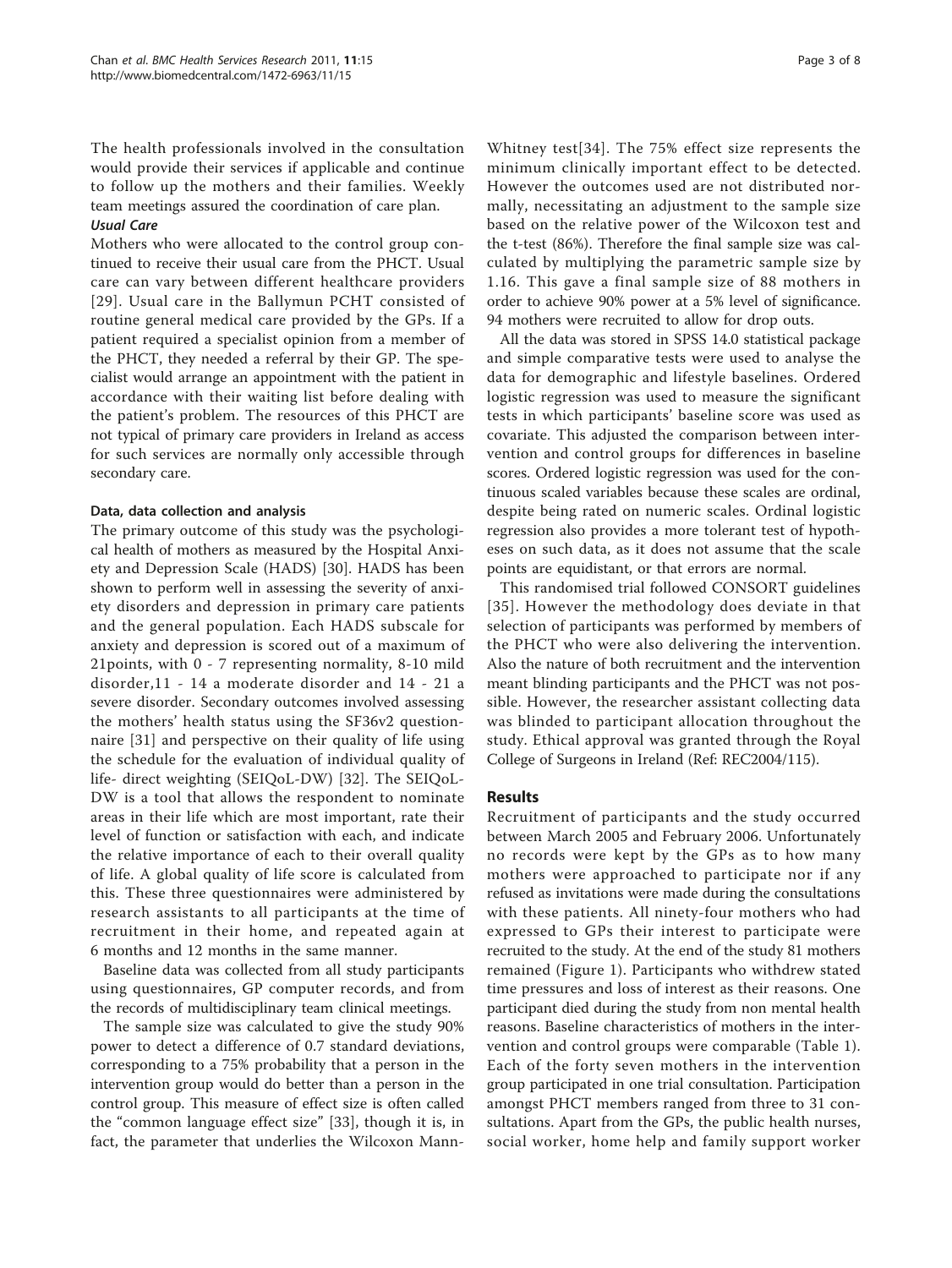The health professionals involved in the consultation would provide their services if applicable and continue to follow up the mothers and their families. Weekly team meetings assured the coordination of care plan.

### *Usual Care*

Mothers who were allocated to the control group continued to receive their usual care from the PHCT. Usual care can vary between different healthcare providers [29]. Usual care in the Ballymun PCHT consisted of routine general medical care provided by the GPs. If a patient required a specialist opinion from a member of the PHCT, they needed a referral by their GP. The specialist would arrange an appointment with the patient in accordance with their waiting list before dealing with the patient's problem. The resources of this PHCT are not typical of primary care providers in Ireland as access for such services are normally only accessible through secondary care.

### Data, data collection and analysis

The primary outcome of this study was the psychological health of mothers as measured by the Hospital Anxiety and Depression Scale (HADS) [30]. HADS has been shown to perform well in assessing the severity of anxiety disorders and depression in primary care patients and the general population. Each HADS subscale for anxiety and depression is scored out of a maximum of 21points, with 0 - 7 representing normality, 8-10 mild disorder,11 - 14 a moderate disorder and 14 - 21 a severe disorder. Secondary outcomes involved assessing the mothers' health status using the SF36v2 questionnaire [31] and perspective on their quality of life using the schedule for the evaluation of individual quality of life- direct weighting (SEIQoL-DW) [32]. The SEIQoL-DW is a tool that allows the respondent to nominate areas in their life which are most important, rate their level of function or satisfaction with each, and indicate the relative importance of each to their overall quality of life. A global quality of life score is calculated from this. These three questionnaires were administered by research assistants to all participants at the time of recruitment in their home, and repeated again at 6 months and 12 months in the same manner.

Baseline data was collected from all study participants using questionnaires, GP computer records, and from the records of multidisciplinary team clinical meetings.

The sample size was calculated to give the study 90% power to detect a difference of 0.7 standard deviations, corresponding to a 75% probability that a person in the intervention group would do better than a person in the control group. This measure of effect size is often called the "common language effect size" [33], though it is, in fact, the parameter that underlies the Wilcoxon Mann-Whitney test[34]. The 75% effect size represents the minimum clinically important effect to be detected. However the outcomes used are not distributed normally, necessitating an adjustment to the sample size based on the relative power of the Wilcoxon test and the t-test (86%). Therefore the final sample size was calculated by multiplying the parametric sample size by 1.16. This gave a final sample size of 88 mothers in order to achieve 90% power at a 5% level of significance. 94 mothers were recruited to allow for drop outs.

All the data was stored in SPSS 14.0 statistical package and simple comparative tests were used to analyse the data for demographic and lifestyle baselines. Ordered logistic regression was used to measure the significant tests in which participants' baseline score was used as covariate. This adjusted the comparison between intervention and control groups for differences in baseline scores. Ordered logistic regression was used for the continuous scaled variables because these scales are ordinal, despite being rated on numeric scales. Ordinal logistic regression also provides a more tolerant test of hypotheses on such data, as it does not assume that the scale points are equidistant, or that errors are normal.

This randomised trial followed CONSORT guidelines [35]. However the methodology does deviate in that selection of participants was performed by members of the PHCT who were also delivering the intervention. Also the nature of both recruitment and the intervention meant blinding participants and the PHCT was not possible. However, the researcher assistant collecting data was blinded to participant allocation throughout the study. Ethical approval was granted through the Royal College of Surgeons in Ireland (Ref: REC2004/115).

## Results

Recruitment of participants and the study occurred between March 2005 and February 2006. Unfortunately no records were kept by the GPs as to how many mothers were approached to participate nor if any refused as invitations were made during the consultations with these patients. All ninety-four mothers who had expressed to GPs their interest to participate were recruited to the study. At the end of the study 81 mothers remained (Figure 1). Participants who withdrew stated time pressures and loss of interest as their reasons. One participant died during the study from non mental health reasons. Baseline characteristics of mothers in the intervention and control groups were comparable (Table 1). Each of the forty seven mothers in the intervention group participated in one trial consultation. Participation amongst PHCT members ranged from three to 31 consultations. Apart from the GPs, the public health nurses, social worker, home help and family support worker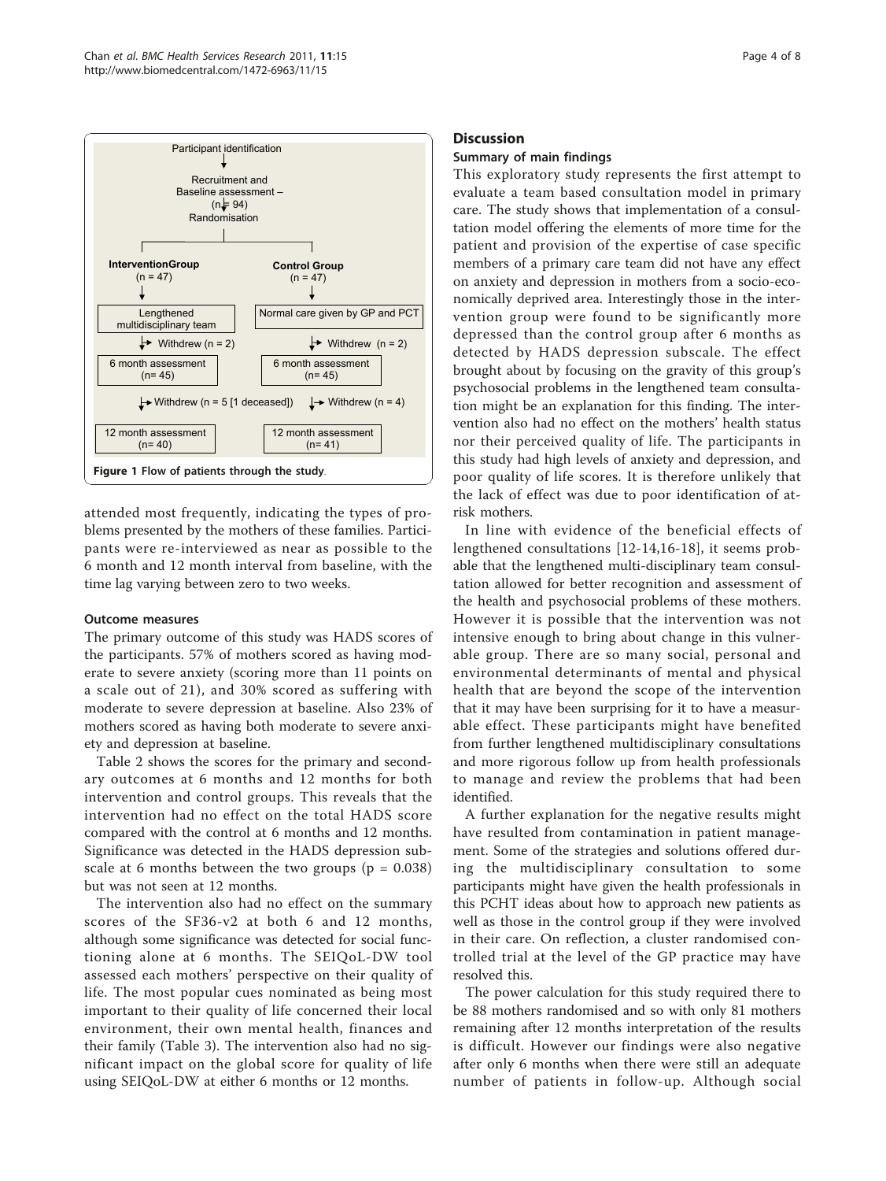Participant identification

Recruitment and Baseline assessment – (n = 94)

Randomisation

InterventionGroup (n = 47)

Control Group (n = 47)

Lengthened multidisciplinary team

Normal care given by GP and PCT

Withdrew (n = 2)

Withdrew (n = 2)

6 month assessment (n= 45)

6 month assessment (n= 45)

Withdrew (n = 5 [1 deceased])

Withdrew (n = 4)

12 month assessment (n= 40)

12 month assessment (n= 41)

**Figure 1 Flow of patients through the study.**

attended most frequently, indicating the types of problems presented by the mothers of these families. Participants were re-interviewed as near as possible to the 6 month and 12 month interval from baseline, with the time lag varying between zero to two weeks.

### Outcome measures

The primary outcome of this study was HADS scores of the participants. 57% of mothers scored as having moderate to severe anxiety (scoring more than 11 points on a scale out of 21), and 30% scored as suffering with moderate to severe depression at baseline. Also 23% of mothers scored as having both moderate to severe anxiety and depression at baseline.

Table 2 shows the scores for the primary and secondary outcomes at 6 months and 12 months for both intervention and control groups. This reveals that the intervention had no effect on the total HADS score compared with the control at 6 months and 12 months. Significance was detected in the HADS depression subscale at 6 months between the two groups ($p = 0.038$) but was not seen at 12 months.

The intervention also had no effect on the summary scores of the SF36-v2 at both 6 and 12 months, although some significance was detected for social functioning alone at 6 months. The SEIQoL-DW tool assessed each mothers' perspective on their quality of life. The most popular cues nominated as being most important to their quality of life concerned their local environment, their own mental health, finances and their family (Table 3). The intervention also had no significant impact on the global score for quality of life using SEIQoL-DW at either 6 months or 12 months.

## Discussion

### Summary of main findings

This exploratory study represents the first attempt to evaluate a team based consultation model in primary care. The study shows that implementation of a consultation model offering the elements of more time for the patient and provision of the expertise of case specific members of a primary care team did not have any effect on anxiety and depression in mothers from a socio-economically deprived area. Interestingly those in the intervention group were found to be significantly more depressed than the control group after 6 months as detected by HADS depression subscale. The effect brought about by focusing on the gravity of this group's psychosocial problems in the lengthened team consultation might be an explanation for this finding. The intervention also had no effect on the mothers' health status nor their perceived quality of life. The participants in this study had high levels of anxiety and depression, and poor quality of life scores. It is therefore unlikely that the lack of effect was due to poor identification of at-risk mothers.

In line with evidence of the beneficial effects of lengthened consultations [12-14,16-18], it seems probable that the lengthened multi-disciplinary team consultation allowed for better recognition and assessment of the health and psychosocial problems of these mothers. However it is possible that the intervention was not intensive enough to bring about change in this vulnerable group. There are so many social, personal and environmental determinants of mental and physical health that are beyond the scope of the intervention that it may have been surprising for it to have a measurable effect. These participants might have benefited from further lengthened multidisciplinary consultations and more rigorous follow up from health professionals to manage and review the problems that had been identified.

A further explanation for the negative results might have resulted from contamination in patient management. Some of the strategies and solutions offered during the multidisciplinary consultation to some participants might have given the health professionals in this PCHT ideas about how to approach new patients as well as those in the control group if they were involved in their care. On reflection, a cluster randomised controlled trial at the level of the GP practice may have resolved this.

The power calculation for this study required there to be 88 mothers randomised and so with only 81 mothers remaining after 12 months interpretation of the results is difficult. However our findings were also negative after only 6 months when there were still an adequate number of patients in follow-up. Although social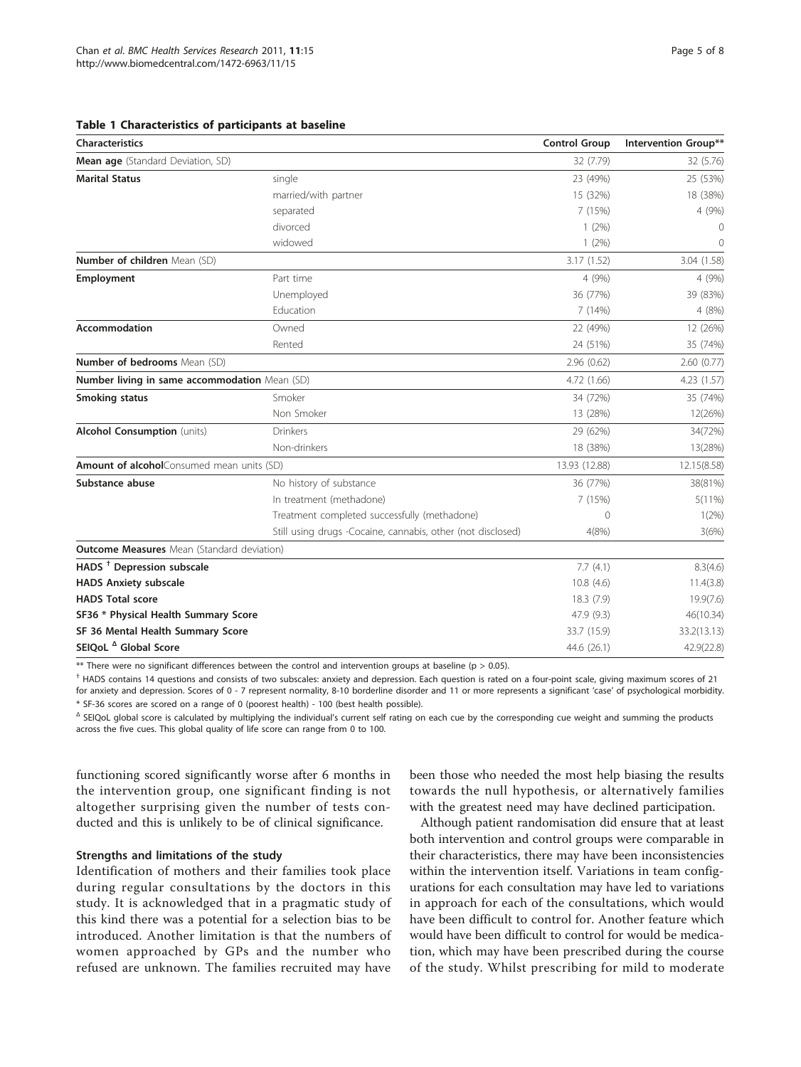**Table 1 Characteristics of participants at baseline**

| Characteristics | | Control Group | Intervention Group** |
|---|---|---|---|
| **Mean age** (Standard Deviation, SD) | | 32 (7.79) | 32 (5.76) |
| **Marital Status** | single | 23 (49%) | 25 (53%) |
| | married/with partner | 15 (32%) | 18 (38%) |
| | separated | 7 (15%) | 4 (9%) |
| | divorced | 1 (2%) | 0 |
| | widowed | 1 (2%) | 0 |
| **Number of children** Mean (SD) | | 3.17 (1.52) | 3.04 (1.58) |
| **Employment** | Part time | 4 (9%) | 4 (9%) |
| | Unemployed | 36 (77%) | 39 (83%) |
| | Education | 7 (14%) | 4 (8%) |
| **Accommodation** | Owned | 22 (49%) | 12 (26%) |
| | Rented | 24 (51%) | 35 (74%) |
| **Number of bedrooms** Mean (SD) | | 2.96 (0.62) | 2.60 (0.77) |
| **Number living in same accommodation** Mean (SD) | | 4.72 (1.66) | 4.23 (1.57) |
| **Smoking status** | Smoker | 34 (72%) | 35 (74%) |
| | Non Smoker | 13 (28%) | 12(26%) |
| **Alcohol Consumption** (units) | Drinkers | 29 (62%) | 34(72%) |
| | Non-drinkers | 18 (38%) | 13(28%) |
| **Amount of alcohol**Consumed mean units (SD) | | 13.93 (12.88) | 12.15(8.58) |
| **Substance abuse** | No history of substance | 36 (77%) | 38(81%) |
| | In treatment (methadone) | 7 (15%) | 5(11%) |
| | Treatment completed successfully (methadone) | 0 | 1(2%) |
| | Still using drugs -Cocaine, cannabis, other (not disclosed) | 4(8%) | 3(6%) |
| **Outcome Measures** Mean (Standard deviation) | | | |
| **HADS † Depression subscale** | | 7.7 (4.1) | 8.3(4.6) |
| **HADS Anxiety subscale** | | 10.8 (4.6) | 11.4(3.8) |
| **HADS Total score** | | 18.3 (7.9) | 19.9(7.6) |
| **SF36 * Physical Health Summary Score** | | 47.9 (9.3) | 46(10.34) |
| **SF 36 Mental Health Summary Score** | | 33.7 (15.9) | 33.2(13.13) |
| **SEIQoL Δ Global Score** | | 44.6 (26.1) | 42.9(22.8) |

** There were no significant differences between the control and intervention groups at baseline ($p > 0.05$).

† HADS contains 14 questions and consists of two subscales: anxiety and depression. Each question is rated on a four-point scale, giving maximum scores of 21 for anxiety and depression. Scores of 0 - 7 represent normality, 8-10 borderline disorder and 11 or more represents a significant 'case' of psychological morbidity.

* SF-36 scores are scored on a range of 0 (poorest health) - 100 (best health possible).

Δ SEIQoL global score is calculated by multiplying the individual's current self rating on each cue by the corresponding cue weight and summing the products across the five cues. This global quality of life score can range from 0 to 100.

functioning scored significantly worse after 6 months in the intervention group, one significant finding is not altogether surprising given the number of tests conducted and this is unlikely to be of clinical significance.

### Strengths and limitations of the study

Identification of mothers and their families took place during regular consultations by the doctors in this study. It is acknowledged that in a pragmatic study of this kind there was a potential for a selection bias to be introduced. Another limitation is that the numbers of women approached by GPs and the number who refused are unknown. The families recruited may have been those who needed the most help biasing the results towards the null hypothesis, or alternatively families with the greatest need may have declined participation.

Although patient randomisation did ensure that at least both intervention and control groups were comparable in their characteristics, there may have been inconsistencies within the intervention itself. Variations in team configurations for each consultation may have led to variations in approach for each of the consultations, which would have been difficult to control for. Another feature which would have been difficult to control for would be medication, which may have been prescribed during the course of the study. Whilst prescribing for mild to moderate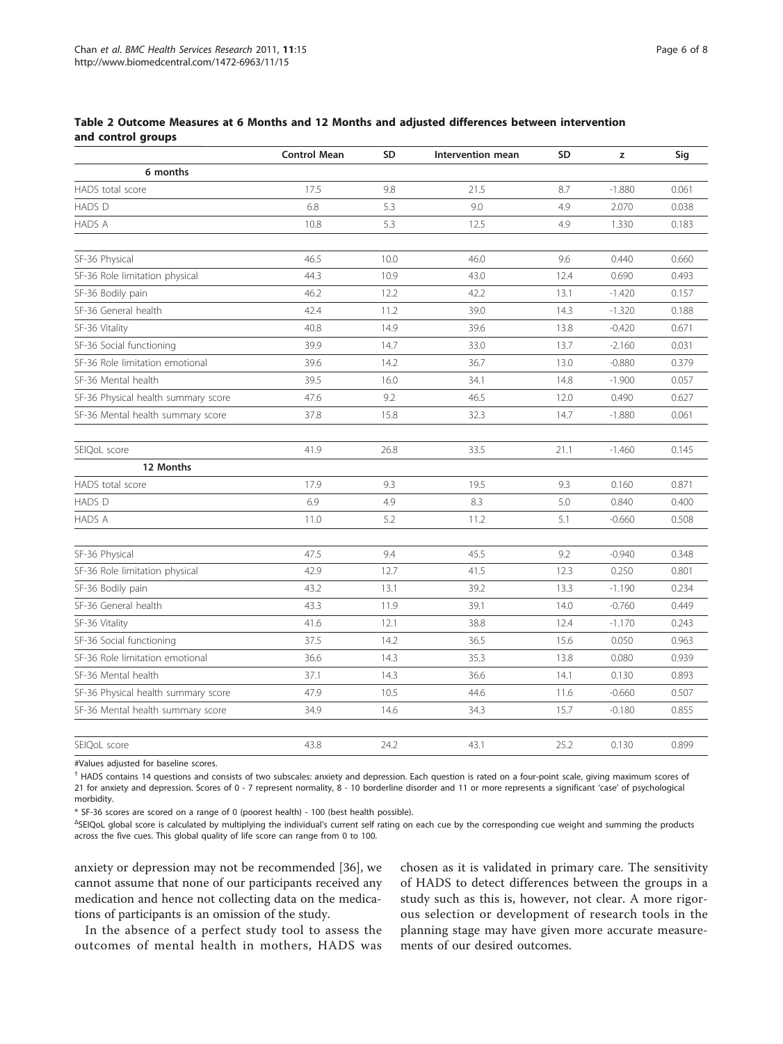**Table 2 Outcome Measures at 6 Months and 12 Months and adjusted differences between intervention and control groups**

| | Control Mean | SD | Intervention mean | SD | z | Sig |
|---|---|---|---|---|---|---|
| **6 months** | | | | | | |
| HADS total score | 17.5 | 9.8 | 21.5 | 8.7 | -1.880 | 0.061 |
| HADS D | 6.8 | 5.3 | 9.0 | 4.9 | 2.070 | 0.038 |
| HADS A | 10.8 | 5.3 | 12.5 | 4.9 | 1.330 | 0.183 |
| SF-36 Physical | 46.5 | 10.0 | 46.0 | 9.6 | 0.440 | 0.660 |
| SF-36 Role limitation physical | 44.3 | 10.9 | 43.0 | 12.4 | 0.690 | 0.493 |
| SF-36 Bodily pain | 46.2 | 12.2 | 42.2 | 13.1 | -1.420 | 0.157 |
| SF-36 General health | 42.4 | 11.2 | 39.0 | 14.3 | -1.320 | 0.188 |
| SF-36 Vitality | 40.8 | 14.9 | 39.6 | 13.8 | -0.420 | 0.671 |
| SF-36 Social functioning | 39.9 | 14.7 | 33.0 | 13.7 | -2.160 | 0.031 |
| SF-36 Role limitation emotional | 39.6 | 14.2 | 36.7 | 13.0 | -0.880 | 0.379 |
| SF-36 Mental health | 39.5 | 16.0 | 34.1 | 14.8 | -1.900 | 0.057 |
| SF-36 Physical health summary score | 47.6 | 9.2 | 46.5 | 12.0 | 0.490 | 0.627 |
| SF-36 Mental health summary score | 37.8 | 15.8 | 32.3 | 14.7 | -1.880 | 0.061 |
| SEIQoL score | 41.9 | 26.8 | 33.5 | 21.1 | -1.460 | 0.145 |
| **12 Months** | | | | | | |
| HADS total score | 17.9 | 9.3 | 19.5 | 9.3 | 0.160 | 0.871 |
| HADS D | 6.9 | 4.9 | 8.3 | 5.0 | 0.840 | 0.400 |
| HADS A | 11.0 | 5.2 | 11.2 | 5.1 | -0.660 | 0.508 |
| SF-36 Physical | 47.5 | 9.4 | 45.5 | 9.2 | -0.940 | 0.348 |
| SF-36 Role limitation physical | 42.9 | 12.7 | 41.5 | 12.3 | 0.250 | 0.801 |
| SF-36 Bodily pain | 43.2 | 13.1 | 39.2 | 13.3 | -1.190 | 0.234 |
| SF-36 General health | 43.3 | 11.9 | 39.1 | 14.0 | -0.760 | 0.449 |
| SF-36 Vitality | 41.6 | 12.1 | 38.8 | 12.4 | -1.170 | 0.243 |
| SF-36 Social functioning | 37.5 | 14.2 | 36.5 | 15.6 | 0.050 | 0.963 |
| SF-36 Role limitation emotional | 36.6 | 14.3 | 35.3 | 13.8 | 0.080 | 0.939 |
| SF-36 Mental health | 37.1 | 14.3 | 36.6 | 14.1 | 0.130 | 0.893 |
| SF-36 Physical health summary score | 47.9 | 10.5 | 44.6 | 11.6 | -0.660 | 0.507 |
| SF-36 Mental health summary score | 34.9 | 14.6 | 34.3 | 15.7 | -0.180 | 0.855 |
| SEIQoL score | 43.8 | 24.2 | 43.1 | 25.2 | 0.130 | 0.899 |

#Values adjusted for baseline scores.

† HADS contains 14 questions and consists of two subscales: anxiety and depression. Each question is rated on a four-point scale, giving maximum scores of 21 for anxiety and depression. Scores of 0 - 7 represent normality, 8 - 10 borderline disorder and 11 or more represents a significant 'case' of psychological morbidity.

* SF-36 scores are scored on a range of 0 (poorest health) - 100 (best health possible).

ΔSEIQoL global score is calculated by multiplying the individual's current self rating on each cue by the corresponding cue weight and summing the products across the five cues. This global quality of life score can range from 0 to 100.

anxiety or depression may not be recommended [36], we cannot assume that none of our participants received any medication and hence not collecting data on the medications of participants is an omission of the study.

In the absence of a perfect study tool to assess the outcomes of mental health in mothers, HADS was chosen as it is validated in primary care. The sensitivity of HADS to detect differences between the groups in a study such as this is, however, not clear. A more rigorous selection or development of research tools in the planning stage may have given more accurate measurements of our desired outcomes.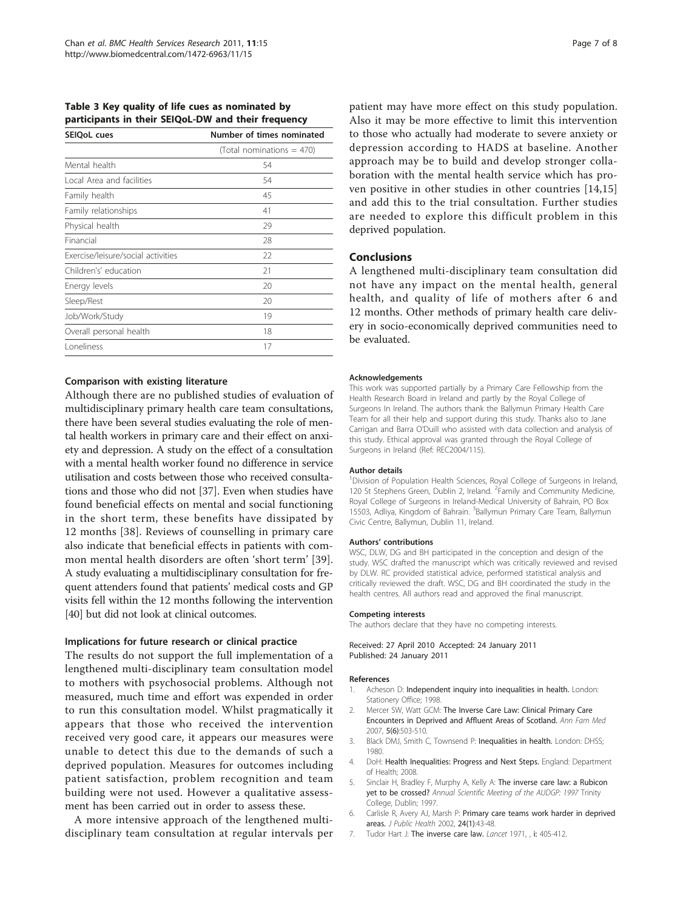**Table 3 Key quality of life cues as nominated by participants in their SEIQoL-DW and their frequency**

| SEIQoL cues | Number of times nominated |
|---|---|
| | (Total nominations = 470) |
| Mental health | 54 |
| Local Area and facilities | 54 |
| Family health | 45 |
| Family relationships | 41 |
| Physical health | 29 |
| Financial | 28 |
| Exercise/leisure/social activities | 22 |
| Children's' education | 21 |
| Energy levels | 20 |
| Sleep/Rest | 20 |
| Job/Work/Study | 19 |
| Overall personal health | 18 |
| Loneliness | 17 |

### Comparison with existing literature

Although there are no published studies of evaluation of multidisciplinary primary health care team consultations, there have been several studies evaluating the role of mental health workers in primary care and their effect on anxiety and depression. A study on the effect of a consultation with a mental health worker found no difference in service utilisation and costs between those who received consultations and those who did not [37]. Even when studies have found beneficial effects on mental and social functioning in the short term, these benefits have dissipated by 12 months [38]. Reviews of counselling in primary care also indicate that beneficial effects in patients with common mental health disorders are often 'short term' [39]. A study evaluating a multidisciplinary consultation for frequent attenders found that patients' medical costs and GP visits fell within the 12 months following the intervention [40] but did not look at clinical outcomes.

### Implications for future research or clinical practice

The results do not support the full implementation of a lengthened multi-disciplinary team consultation model to mothers with psychosocial problems. Although not measured, much time and effort was expended in order to run this consultation model. Whilst pragmatically it appears that those who received the intervention received very good care, it appears our measures were unable to detect this due to the demands of such a deprived population. Measures for outcomes including patient satisfaction, problem recognition and team building were not used. However a qualitative assessment has been carried out in order to assess these.

A more intensive approach of the lengthened multi-disciplinary team consultation at regular intervals per patient may have more effect on this study population. Also it may be more effective to limit this intervention to those who actually had moderate to severe anxiety or depression according to HADS at baseline. Another approach may be to build and develop stronger collaboration with the mental health service which has proven positive in other studies in other countries [14,15] and add this to the trial consultation. Further studies are needed to explore this difficult problem in this deprived population.

## Conclusions

A lengthened multi-disciplinary team consultation did not have any impact on the mental health, general health, and quality of life of mothers after 6 and 12 months. Other methods of primary health care delivery in socio-economically deprived communities need to be evaluated.

#### Acknowledgements

This work was supported partially by a Primary Care Fellowship from the Health Research Board in Ireland and partly by the Royal College of Surgeons In Ireland. The authors thank the Ballymun Primary Health Care Team for all their help and support during this study. Thanks also to Jane Carrigan and Barra O'Duill who assisted with data collection and analysis of this study. Ethical approval was granted through the Royal College of Surgeons in Ireland (Ref: REC2004/115).

#### Author details

[1]Division of Population Health Sciences, Royal College of Surgeons in Ireland, 120 St Stephens Green, Dublin 2, Ireland. [2]Family and Community Medicine, Royal College of Surgeons in Ireland-Medical University of Bahrain, PO Box 15503, Adliya, Kingdom of Bahrain. [3]Ballymun Primary Care Team, Ballymun Civic Centre, Ballymun, Dublin 11, Ireland.

#### Authors' contributions

WSC, DLW, DG and BH participated in the conception and design of the study. WSC drafted the manuscript which was critically reviewed and revised by DLW. RC provided statistical advice, performed statistical analysis and critically reviewed the draft. WSC, DG and BH coordinated the study in the health centres. All authors read and approved the final manuscript.

#### Competing interests

The authors declare that they have no competing interests.

Received: 27 April 2010 Accepted: 24 January 2011
Published: 24 January 2011

#### References

1. Acheson D: **Independent inquiry into inequalities in health.** London: Stationery Office; 1998.
2. Mercer SW, Watt GCM: **The Inverse Care Law: Clinical Primary Care Encounters in Deprived and Affluent Areas of Scotland.** *Ann Fam Med* 2007, **5(6)**:503-510.
3. Black DMJ, Smith C, Townsend P: **Inequalities in health.** London: DHSS; 1980.
4. DoH: **Health Inequalities: Progress and Next Steps.** England: Department of Health; 2008.
5. Sinclair H, Bradley F, Murphy A, Kelly A: **The inverse care law: a Rubicon yet to be crossed?** *Annual Scientific Meeting of the AUDGP: 1997* Trinity College, Dublin; 1997.
6. Carlisle R, Avery AJ, Marsh P: **Primary care teams work harder in deprived areas.** *J Public Health* 2002, **24(1)**:43-48.
7. Tudor Hart J: **The inverse care law.** *Lancet* 1971, , **i**: 405-412.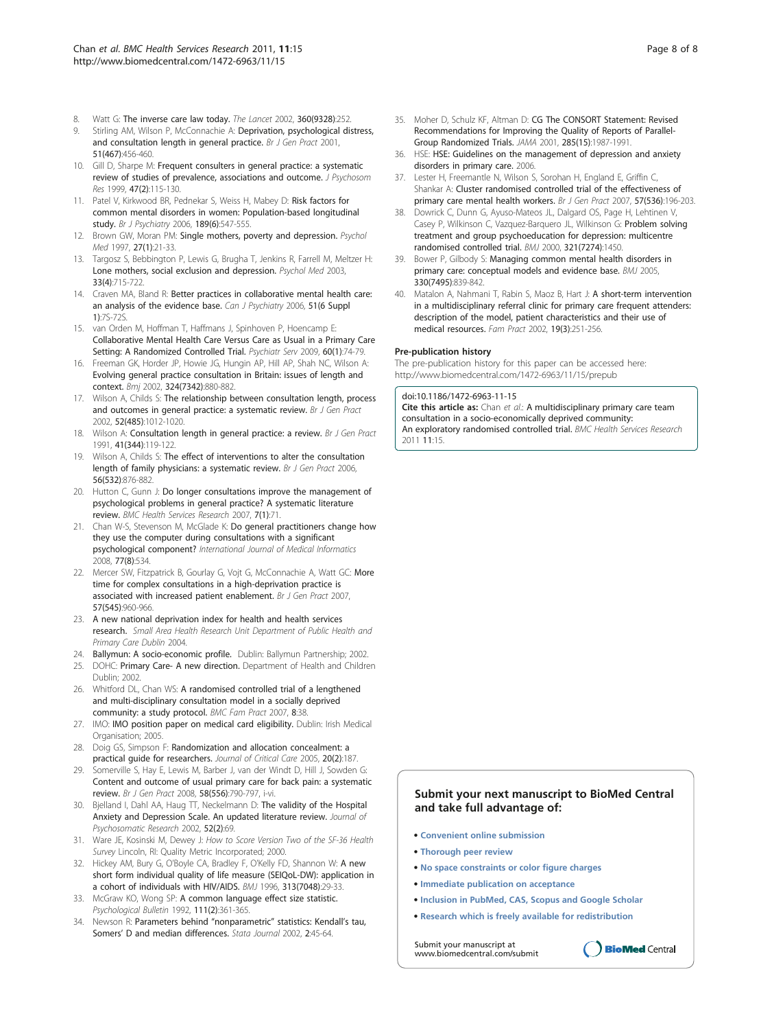8. Watt G: **The inverse care law today.** *The Lancet* 2002, **360(9328)**:252.
9. Stirling AM, Wilson P, McConnachie A: **Deprivation, psychological distress, and consultation length in general practice.** *Br J Gen Pract* 2001, **51(467)**:456-460.
10. Gill D, Sharpe M: **Frequent consulters in general practice: a systematic review of studies of prevalence, associations and outcome.** *J Psychosom Res* 1999, **47(2)**:115-130.
11. Patel V, Kirkwood BR, Pednekar S, Weiss H, Mabey D: **Risk factors for common mental disorders in women: Population-based longitudinal study.** *Br J Psychiatry* 2006, **189(6)**:547-555.
12. Brown GW, Moran PM: **Single mothers, poverty and depression.** *Psychol Med* 1997, **27(1)**:21-33.
13. Targosz S, Bebbington P, Lewis G, Brugha T, Jenkins R, Farrell M, Meltzer H: **Lone mothers, social exclusion and depression.** *Psychol Med* 2003, **33(4)**:715-722.
14. Craven MA, Bland R: **Better practices in collaborative mental health care: an analysis of the evidence base.** *Can J Psychiatry* 2006, **51(6 Suppl 1)**:7S-72S.
15. van Orden M, Hoffman T, Haffmans J, Spinhoven P, Hoencamp E: **Collaborative Mental Health Care Versus Care as Usual in a Primary Care Setting: A Randomized Controlled Trial.** *Psychiatr Serv* 2009, **60(1)**:74-79.
16. Freeman GK, Horder JP, Howie JG, Hungin AP, Hill AP, Shah NC, Wilson A: **Evolving general practice consultation in Britain: issues of length and context.** *Bmj* 2002, **324(7342)**:880-882.
17. Wilson A, Childs S: **The relationship between consultation length, process and outcomes in general practice: a systematic review.** *Br J Gen Pract* 2002, **52(485)**:1012-1020.
18. Wilson A: **Consultation length in general practice: a review.** *Br J Gen Pract* 1991, **41(344)**:119-122.
19. Wilson A, Childs S: **The effect of interventions to alter the consultation length of family physicians: a systematic review.** *Br J Gen Pract* 2006, **56(532)**:876-882.
20. Hutton C, Gunn J: **Do longer consultations improve the management of psychological problems in general practice? A systematic literature review.** *BMC Health Services Research* 2007, **7(1)**:71.
21. Chan W-S, Stevenson M, McGlade K: **Do general practitioners change how they use the computer during consultations with a significant psychological component?** *International Journal of Medical Informatics* 2008, **77(8)**:534.
22. Mercer SW, Fitzpatrick B, Gourlay G, Vojt G, McConnachie A, Watt GC: **More time for complex consultations in a high-deprivation practice is associated with increased patient enablement.** *Br J Gen Pract* 2007, **57(545)**:960-966.
23. **A new national deprivation index for health and health services research.** *Small Area Health Research Unit Department of Public Health and Primary Care Dublin* 2004.
24. **Ballymun: A socio-economic profile.** Dublin: Ballymun Partnership; 2002.
25. DOHC: **Primary Care- A new direction.** Department of Health and Children Dublin; 2002.
26. Whitford DL, Chan WS: **A randomised controlled trial of a lengthened and multi-disciplinary consultation model in a socially deprived community: a study protocol.** *BMC Fam Pract* 2007, **8**:38.
27. IMO: **IMO position paper on medical card eligibility.** Dublin: Irish Medical Organisation; 2005.
28. Doig GS, Simpson F: **Randomization and allocation concealment: a practical guide for researchers.** *Journal of Critical Care* 2005, **20(2)**:187.
29. Somerville S, Hay E, Lewis M, Barber J, van der Windt D, Hill J, Sowden G: **Content and outcome of usual primary care for back pain: a systematic review.** *Br J Gen Pract* 2008, **58(556)**:790-797, i-vi.
30. Bjelland I, Dahl AA, Haug TT, Neckelmann D: **The validity of the Hospital Anxiety and Depression Scale. An updated literature review.** *Journal of Psychosomatic Research* 2002, **52(2)**:69.
31. Ware JE, Kosinski M, Dewey J: *How to Score Version Two of the SF-36 Health Survey* Lincoln, RI: Quality Metric Incorporated; 2000.
32. Hickey AM, Bury G, O'Boyle CA, Bradley F, O'Kelly FD, Shannon W: **A new short form individual quality of life measure (SEIQoL-DW): application in a cohort of individuals with HIV/AIDS.** *BMJ* 1996, **313(7048)**:29-33.
33. McGraw KO, Wong SP: **A common language effect size statistic.** *Psychological Bulletin* 1992, **111(2)**:361-365.
34. Newson R: **Parameters behind "nonparametric" statistics: Kendall's tau, Somers' D and median differences.** *Stata Journal* 2002, **2**:45-64.
35. Moher D, Schulz KF, Altman D: **CG The CONSORT Statement: Revised Recommendations for Improving the Quality of Reports of Parallel-Group Randomized Trials.** *JAMA* 2001, **285(15)**:1987-1991.
36. HSE: **HSE: Guidelines on the management of depression and anxiety disorders in primary care.** 2006.
37. Lester H, Freemantle N, Wilson S, Sorohan H, England E, Griffin C, Shankar A: **Cluster randomised controlled trial of the effectiveness of primary care mental health workers.** *Br J Gen Pract* 2007, **57(536)**:196-203.
38. Dowrick C, Dunn G, Ayuso-Mateos JL, Dalgard OS, Page H, Lehtinen V, Casey P, Wilkinson C, Vazquez-Barquero JL, Wilkinson G: **Problem solving treatment and group psychoeducation for depression: multicentre randomised controlled trial.** *BMJ* 2000, **321(7274)**:1450.
39. Bower P, Gilbody S: **Managing common mental health disorders in primary care: conceptual models and evidence base.** *BMJ* 2005, **330(7495)**:839-842.
40. Matalon A, Nahmani T, Rabin S, Maoz B, Hart J: **A short-term intervention in a multidisciplinary referral clinic for primary care frequent attenders: description of the model, patient characteristics and their use of medical resources.** *Fam Pract* 2002, **19(3)**:251-256.

### Pre-publication history

The pre-publication history for this paper can be accessed here:
http://www.biomedcentral.com/1472-6963/11/15/prepub

doi:10.1186/1472-6963-11-15

**Cite this article as:** Chan *et al.*: A multidisciplinary primary care team consultation in a socio-economically deprived community: An exploratory randomised controlled trial. *BMC Health Services Research* 2011 **11**:15.

**Submit your next manuscript to BioMed Central and take full advantage of:**

- **Convenient online submission**
- **Thorough peer review**
- **No space constraints or color figure charges**
- **Immediate publication on acceptance**
- **Inclusion in PubMed, CAS, Scopus and Google Scholar**
- **Research which is freely available for redistribution**

Submit your manuscript at
www.biomedcentral.com/submit

BioMed Central